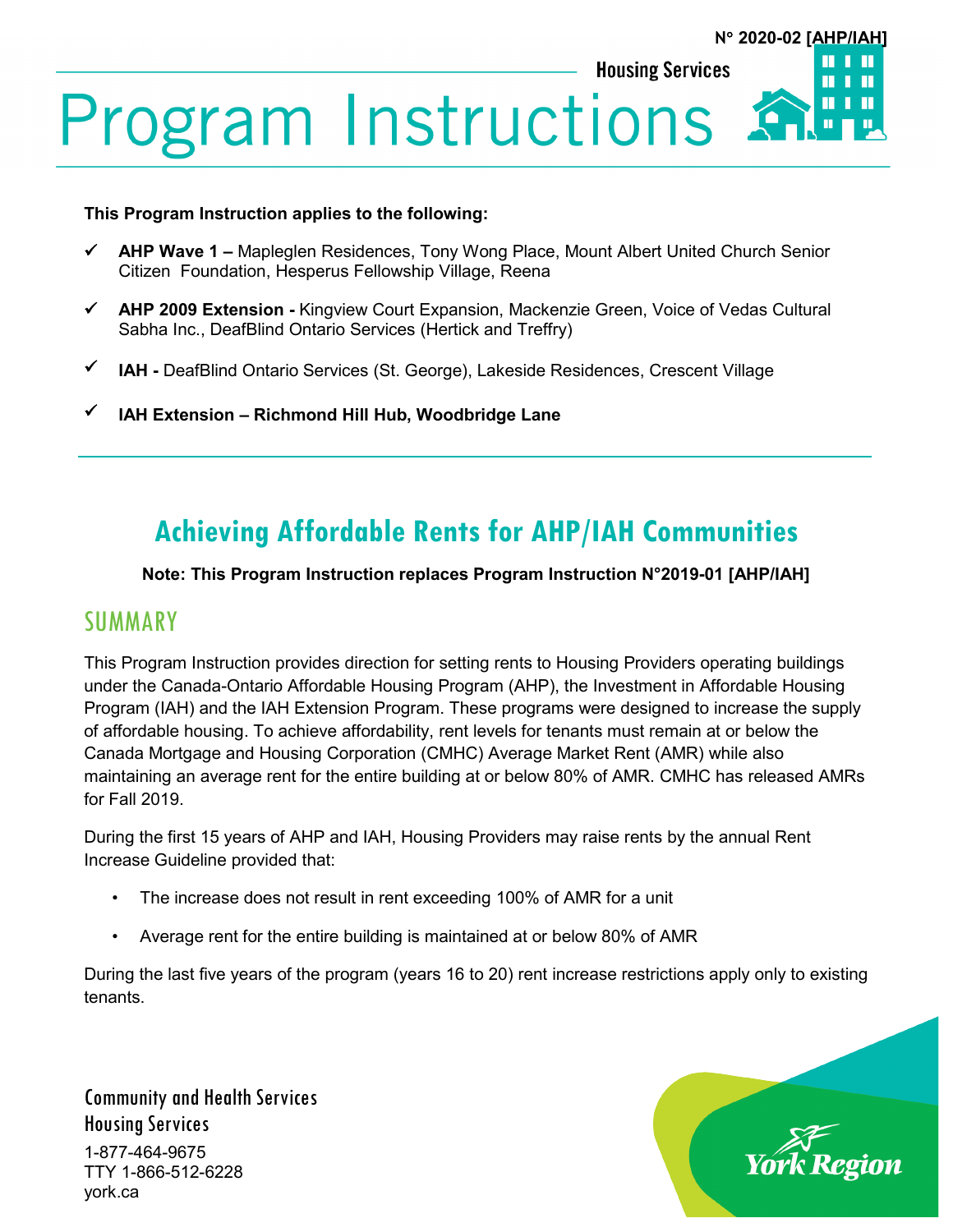N° 2020-02 [AHP/IAH]

Housing Services

# Program Instructions

**This Program Instruction applies to the following:**

- ✓ **AHP Wave 1 –** Mapleglen Residences, Tony Wong Place, Mount Albert United Church Senior Citizen Foundation, Hesperus Fellowship Village, Reena
- ✓ **AHP 2009 Extension -** Kingview Court Expansion, Mackenzie Green, Voice of Vedas Cultural Sabha Inc., DeafBlind Ontario Services (Hertick and Treffry)
- ✓ **IAH -** DeafBlind Ontario Services (St. George), Lakeside Residences, Crescent Village
- ✓ **IAH Extension – Richmond Hill Hub, Woodbridge Lane**

## Achieving Affordable Rents for AHP/IAH Communities

**Note: This Program Instruction replaces Program Instruction N°2019-01 [AHP/IAH]**

## SUMMARY

This Program Instruction provides direction for setting rents to Housing Providers operating buildings under the Canada-Ontario Affordable Housing Program (AHP), the Investment in Affordable Housing Program (IAH) and the IAH Extension Program. These programs were designed to increase the supply of affordable housing. To achieve affordability, rent levels for tenants must remain at or below the Canada Mortgage and Housing Corporation (CMHC) Average Market Rent (AMR) while also maintaining an average rent for the entire building at or below 80% of AMR. CMHC has released AMRs for Fall 2019.

During the first 15 years of AHP and IAH, Housing Providers may raise rents by the annual Rent Increase Guideline provided that:

- The increase does not result in rent exceeding 100% of AMR for a unit
- Average rent for the entire building is maintained at or below 80% of AMR

During the last five years of the program (years 16 to 20) rent increase restrictions apply only to existing tenants.

Community and Health Services
Housing Services
1-877-464-9675
TTY 1-866-512-6228
york.ca

York Region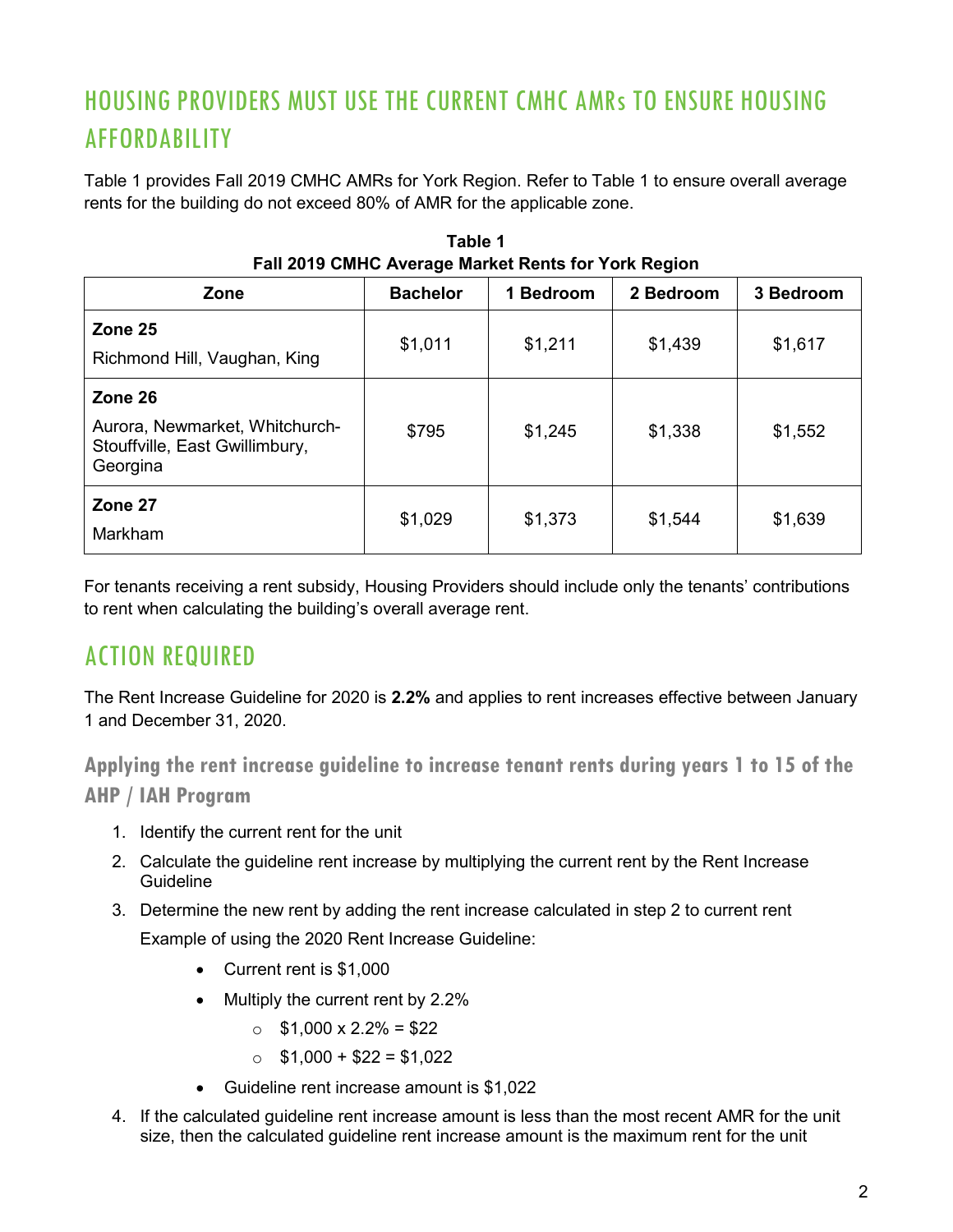## HOUSING PROVIDERS MUST USE THE CURRENT CMHC AMRs TO ENSURE HOUSING AFFORDABILITY

Table 1 provides Fall 2019 CMHC AMRs for York Region. Refer to Table 1 to ensure overall average rents for the building do not exceed 80% of AMR for the applicable zone.

**Table 1**
**Fall 2019 CMHC Average Market Rents for York Region**

| Zone | Bachelor | 1 Bedroom | 2 Bedroom | 3 Bedroom |
|---|---|---|---|---|
| **Zone 25** Richmond Hill, Vaughan, King | $1,011 | $1,211 | $1,439 | $1,617 |
| **Zone 26** Aurora, Newmarket, Whitchurch-Stouffville, East Gwillimbury, Georgina | $795 | $1,245 | $1,338 | $1,552 |
| **Zone 27** Markham | $1,029 | $1,373 | $1,544 | $1,639 |

For tenants receiving a rent subsidy, Housing Providers should include only the tenants' contributions to rent when calculating the building's overall average rent.

## ACTION REQUIRED

The Rent Increase Guideline for 2020 is **2.2%** and applies to rent increases effective between January 1 and December 31, 2020.

### Applying the rent increase guideline to increase tenant rents during years 1 to 15 of the AHP / IAH Program

1. Identify the current rent for the unit
2. Calculate the guideline rent increase by multiplying the current rent by the Rent Increase Guideline
3. Determine the new rent by adding the rent increase calculated in step 2 to current rent

   Example of using the 2020 Rent Increase Guideline:

   - Current rent is $1,000
   - Multiply the current rent by 2.2%
     - $1,000 x 2.2% = $22
     - $1,000 + $22 = $1,022
   - Guideline rent increase amount is $1,022

4. If the calculated guideline rent increase amount is less than the most recent AMR for the unit size, then the calculated guideline rent increase amount is the maximum rent for the unit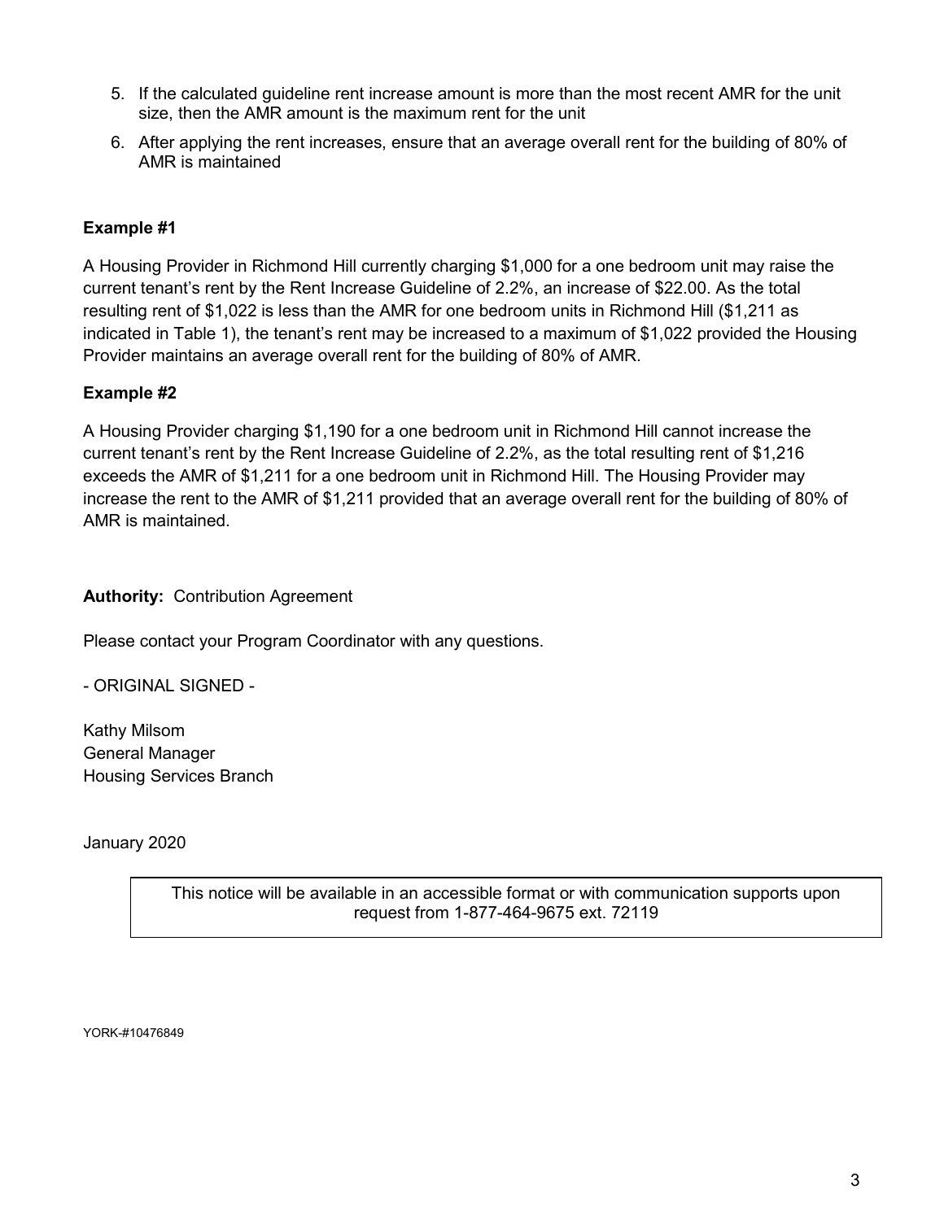5. If the calculated guideline rent increase amount is more than the most recent AMR for the unit size, then the AMR amount is the maximum rent for the unit
6. After applying the rent increases, ensure that an average overall rent for the building of 80% of AMR is maintained

**Example #1**

A Housing Provider in Richmond Hill currently charging $1,000 for a one bedroom unit may raise the current tenant's rent by the Rent Increase Guideline of 2.2%, an increase of $22.00. As the total resulting rent of $1,022 is less than the AMR for one bedroom units in Richmond Hill ($1,211 as indicated in Table 1), the tenant's rent may be increased to a maximum of $1,022 provided the Housing Provider maintains an average overall rent for the building of 80% of AMR.

**Example #2**

A Housing Provider charging $1,190 for a one bedroom unit in Richmond Hill cannot increase the current tenant's rent by the Rent Increase Guideline of 2.2%, as the total resulting rent of $1,216 exceeds the AMR of $1,211 for a one bedroom unit in Richmond Hill. The Housing Provider may increase the rent to the AMR of $1,211 provided that an average overall rent for the building of 80% of AMR is maintained.

**Authority:** Contribution Agreement

Please contact your Program Coordinator with any questions.

- ORIGINAL SIGNED -

Kathy Milsom
General Manager
Housing Services Branch

January 2020

| |
|---|
| This notice will be available in an accessible format or with communication supports upon request from 1-877-464-9675 ext. 72119 |

YORK-#10476849